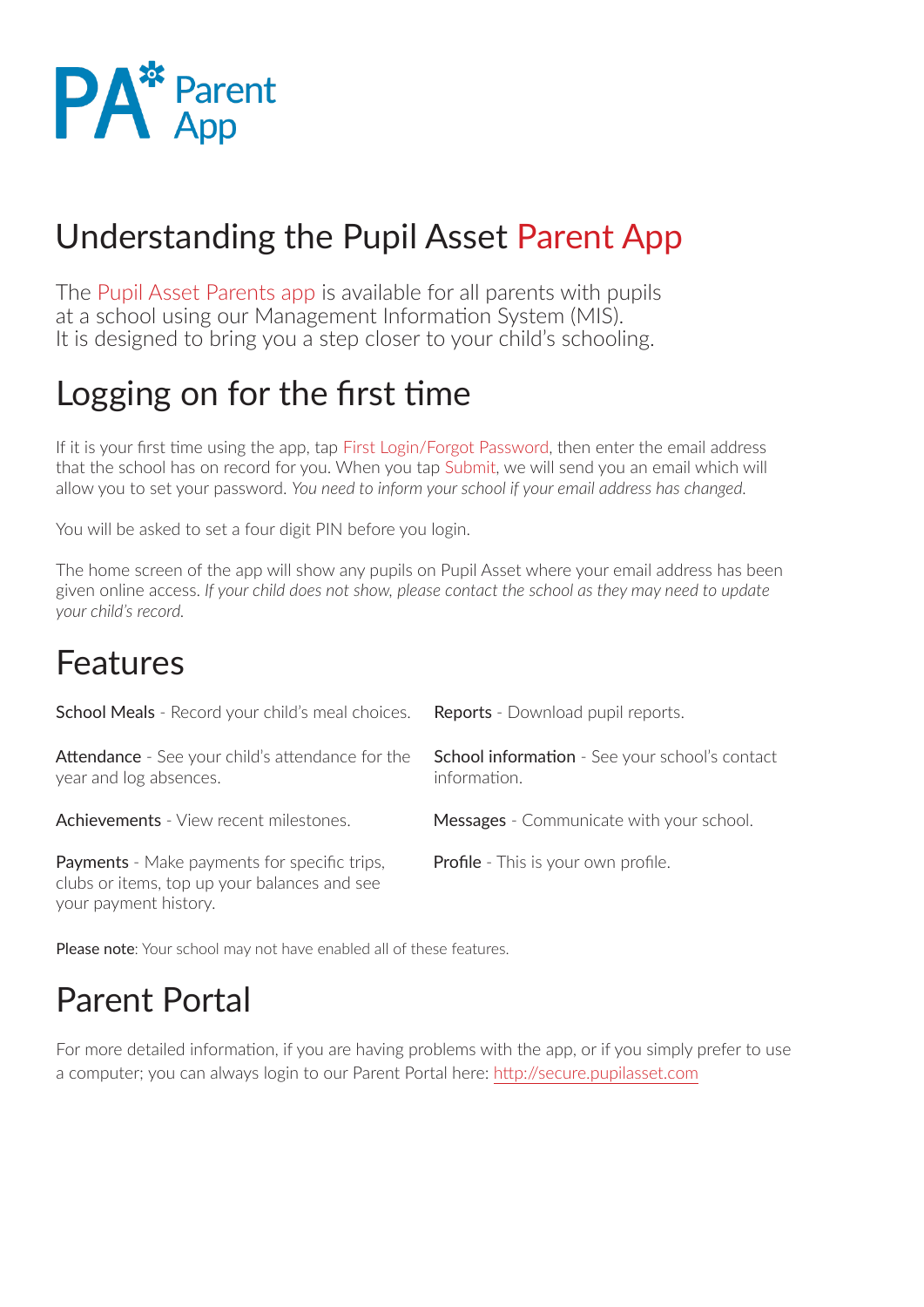PA* Parent App

# Understanding the Pupil Asset Parent App

The Pupil Asset Parents app is available for all parents with pupils at a school using our Management Information System (MIS). It is designed to bring you a step closer to your child's schooling.

## Logging on for the first time

If it is your first time using the app, tap First Login/Forgot Password, then enter the email address that the school has on record for you. When you tap Submit, we will send you an email which will allow you to set your password. *You need to inform your school if your email address has changed.*

You will be asked to set a four digit PIN before you login.

The home screen of the app will show any pupils on Pupil Asset where your email address has been given online access. *If your child does not show, please contact the school as they may need to update your child's record.*

## Features

**School Meals** - Record your child's meal choices.

**Attendance** - See your child's attendance for the year and log absences.

**Achievements** - View recent milestones.

**Payments** - Make payments for specific trips, clubs or items, top up your balances and see your payment history.

**Reports** - Download pupil reports.

**School information** - See your school's contact information.

**Messages** - Communicate with your school.

**Profile** - This is your own profile.

**Please note**: Your school may not have enabled all of these features.

## Parent Portal

For more detailed information, if you are having problems with the app, or if you simply prefer to use a computer; you can always login to our Parent Portal here: http://secure.pupilasset.com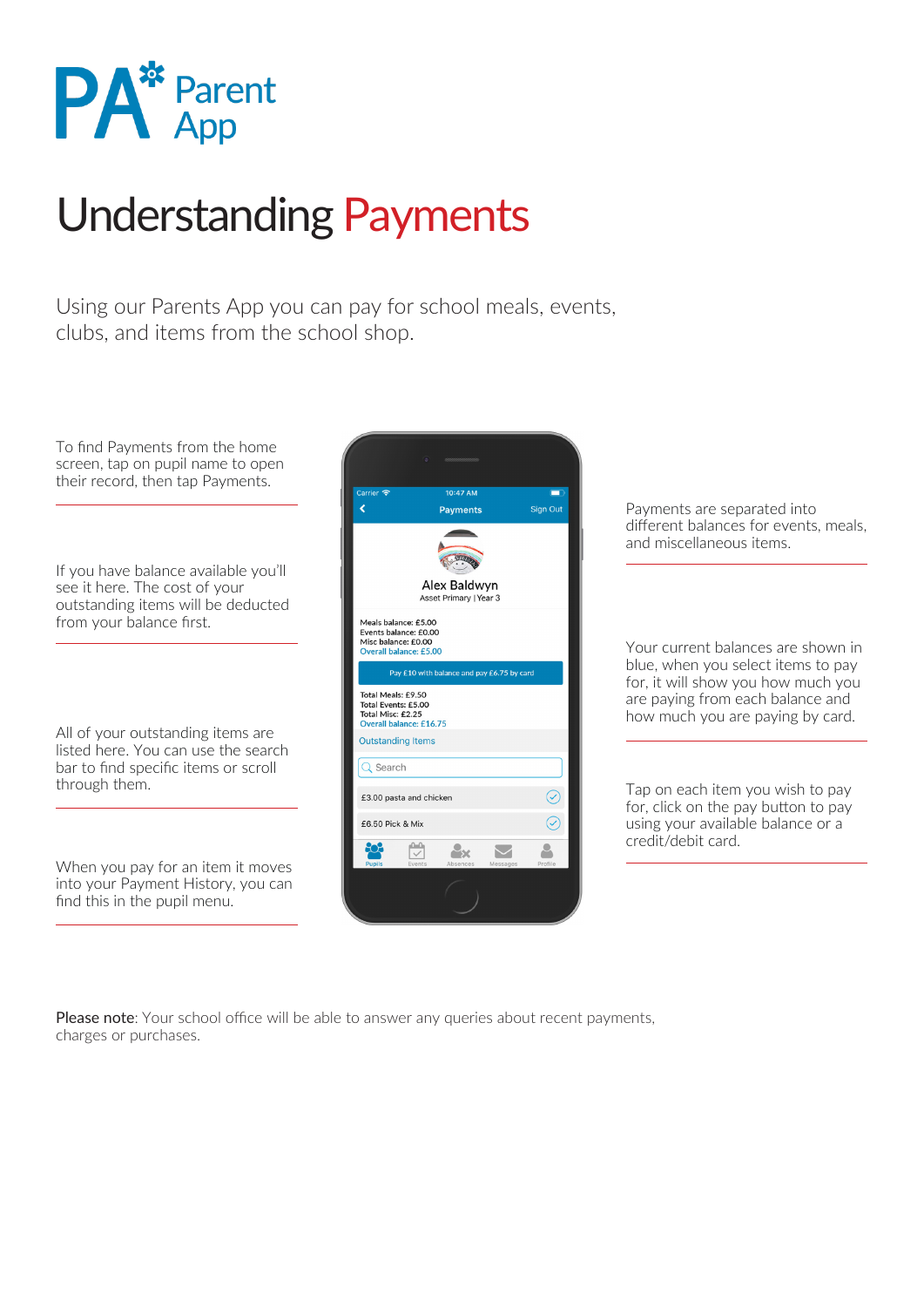# PA* Parent App

# Understanding Payments

Using our Parents App you can pay for school meals, events, clubs, and items from the school shop.

To find Payments from the home screen, tap on pupil name to open their record, then tap Payments.

If you have balance available you'll see it here. The cost of your outstanding items will be deducted from your balance first.

All of your outstanding items are listed here. You can use the search bar to find specific items or scroll through them.

When you pay for an item it moves into your Payment History, you can find this in the pupil menu.

Payments are separated into different balances for events, meals, and miscellaneous items.

Your current balances are shown in blue, when you select items to pay for, it will show you how much you are paying from each balance and how much you are paying by card.

Tap on each item you wish to pay for, click on the pay button to pay using your available balance or a credit/debit card.

**Please note**: Your school office will be able to answer any queries about recent payments, charges or purchases.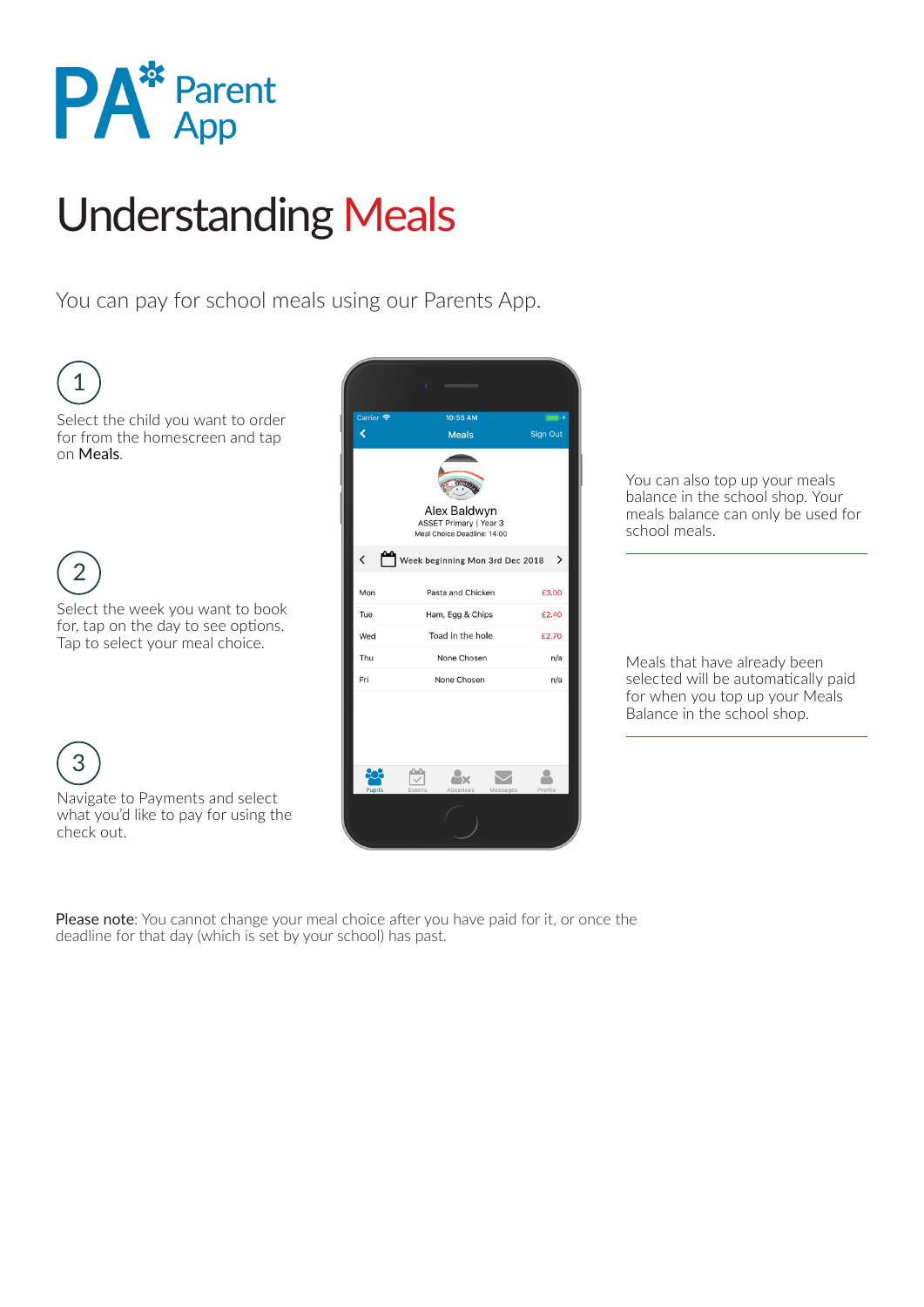PA* Parent App

# Understanding Meals

You can pay for school meals using our Parents App.

1

Select the child you want to order for from the homescreen and tap on **Meals**.

2

Select the week you want to book for, tap on the day to see options. Tap to select your meal choice.

3

Navigate to Payments and select what you'd like to pay for using the check out.

Carrier 10:55 AM

Meals Sign Out

Alex Baldwyn

ASSET Primary | Year 3

Meal Choice Deadline: 14:00

Week beginning Mon 3rd Dec 2018

| Mon | Pasta and Chicken | £3.00 |
|---|---|---|
| Tue | Ham, Egg & Chips | £2.40 |
| Wed | Toad in the hole | £2.70 |
| Thu | None Chosen | n/a |
| Fri | None Chosen | n/a |

Pupils Events Absences Messages Profile

You can also top up your meals balance in the school shop. Your meals balance can only be used for school meals.

Meals that have already been selected will be automatically paid for when you top up your Meals Balance in the school shop.

**Please note**: You cannot change your meal choice after you have paid for it, or once the deadline for that day (which is set by your school) has past.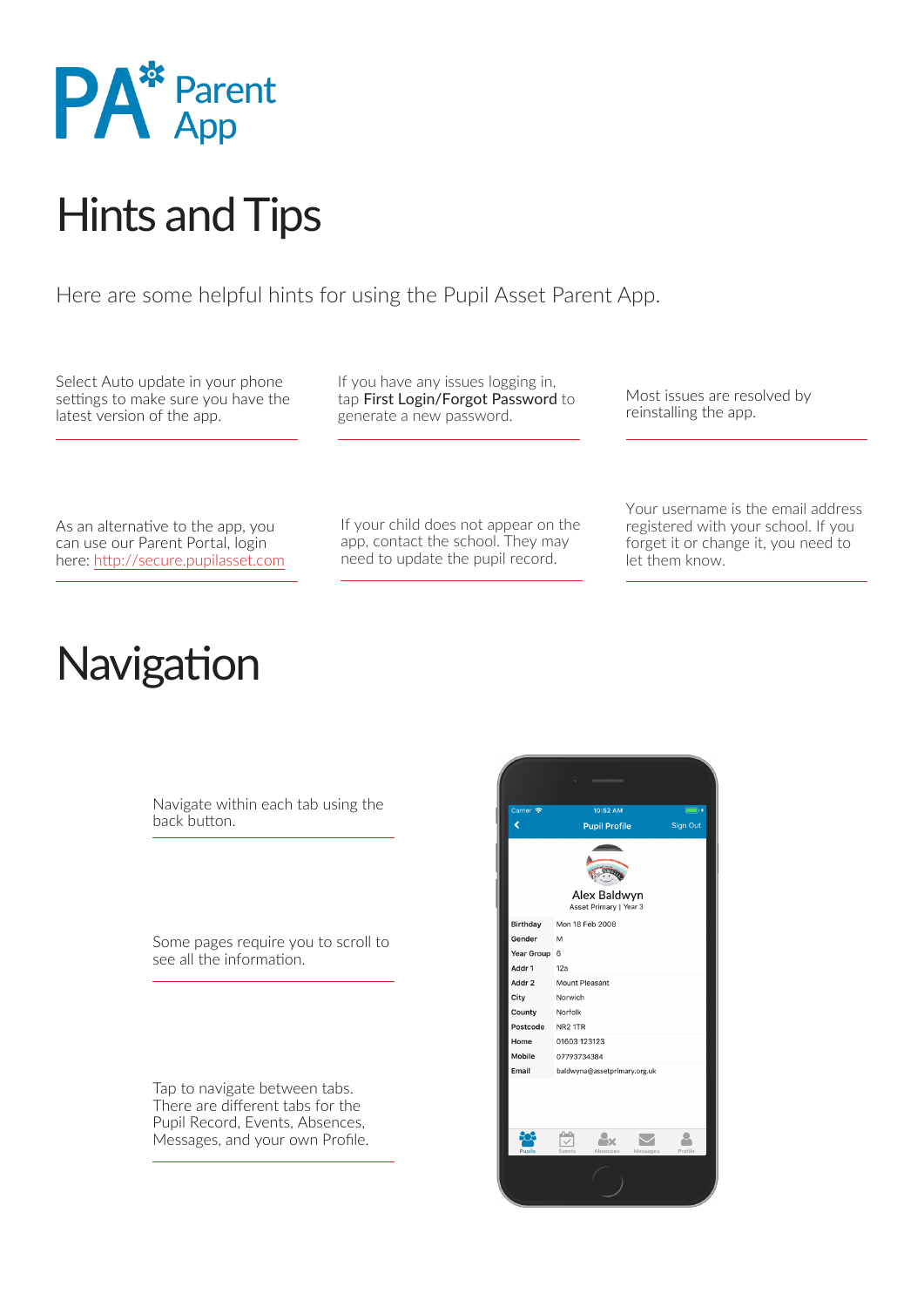# PA* Parent App

# Hints and Tips

Here are some helpful hints for using the Pupil Asset Parent App.

Select Auto update in your phone settings to make sure you have the latest version of the app.

If you have any issues logging in, tap **First Login/Forgot Password** to generate a new password.

Most issues are resolved by reinstalling the app.

As an alternative to the app, you can use our Parent Portal, login here: http://secure.pupilasset.com

If your child does not appear on the app, contact the school. They may need to update the pupil record.

Your username is the email address registered with your school. If you forget it or change it, you need to let them know.

# Navigation

Navigate within each tab using the back button.

Some pages require you to scroll to see all the information.

Tap to navigate between tabs. There are different tabs for the Pupil Record, Events, Absences, Messages, and your own Profile.